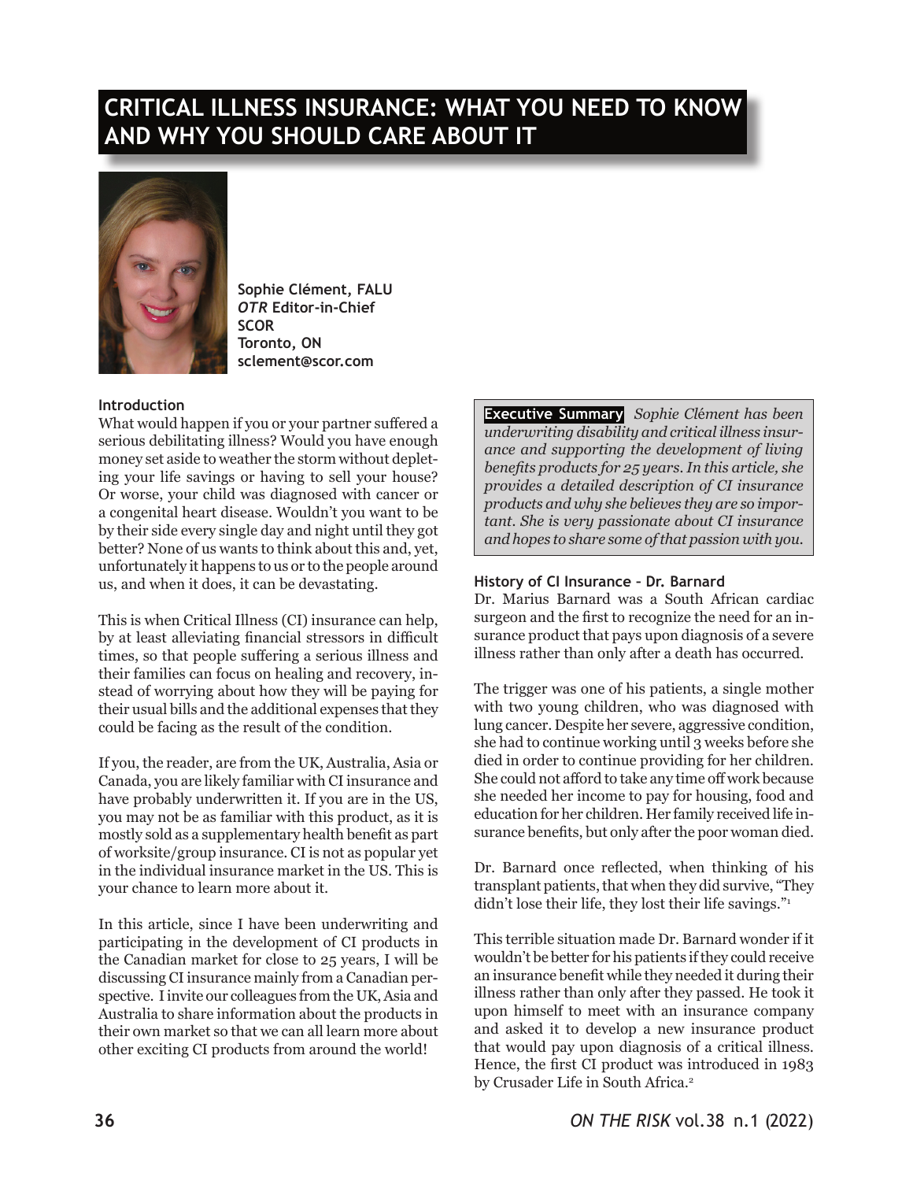# CRITICAL ILLNESS INSURANCE: WHAT YOU NEED TO KNOW AND WHY YOU SHOULD CARE ABOUT IT

**Sophie Clément, FALU**
***OTR* Editor-in-Chief**
**SCOR**
**Toronto, ON**
**sclement@scor.com**

**Executive Summary** *Sophie Clément has been underwriting disability and critical illness insurance and supporting the development of living benefits products for 25 years. In this article, she provides a detailed description of CI insurance products and why she believes they are so important. She is very passionate about CI insurance and hopes to share some of that passion with you.*

### Introduction

What would happen if you or your partner suffered a serious debilitating illness? Would you have enough money set aside to weather the storm without depleting your life savings or having to sell your house? Or worse, your child was diagnosed with cancer or a congenital heart disease. Wouldn't you want to be by their side every single day and night until they got better? None of us wants to think about this and, yet, unfortunately it happens to us or to the people around us, and when it does, it can be devastating.

This is when Critical Illness (CI) insurance can help, by at least alleviating financial stressors in difficult times, so that people suffering a serious illness and their families can focus on healing and recovery, instead of worrying about how they will be paying for their usual bills and the additional expenses that they could be facing as the result of the condition.

If you, the reader, are from the UK, Australia, Asia or Canada, you are likely familiar with CI insurance and have probably underwritten it. If you are in the US, you may not be as familiar with this product, as it is mostly sold as a supplementary health benefit as part of worksite/group insurance. CI is not as popular yet in the individual insurance market in the US. This is your chance to learn more about it.

In this article, since I have been underwriting and participating in the development of CI products in the Canadian market for close to 25 years, I will be discussing CI insurance mainly from a Canadian perspective. I invite our colleagues from the UK, Asia and Australia to share information about the products in their own market so that we can all learn more about other exciting CI products from around the world!

### History of CI Insurance – Dr. Barnard

Dr. Marius Barnard was a South African cardiac surgeon and the first to recognize the need for an insurance product that pays upon diagnosis of a severe illness rather than only after a death has occurred.

The trigger was one of his patients, a single mother with two young children, who was diagnosed with lung cancer. Despite her severe, aggressive condition, she had to continue working until 3 weeks before she died in order to continue providing for her children. She could not afford to take any time off work because she needed her income to pay for housing, food and education for her children. Her family received life insurance benefits, but only after the poor woman died.

Dr. Barnard once reflected, when thinking of his transplant patients, that when they did survive, "They didn't lose their life, they lost their life savings."[1]

This terrible situation made Dr. Barnard wonder if it wouldn't be better for his patients if they could receive an insurance benefit while they needed it during their illness rather than only after they passed. He took it upon himself to meet with an insurance company and asked it to develop a new insurance product that would pay upon diagnosis of a critical illness. Hence, the first CI product was introduced in 1983 by Crusader Life in South Africa.[2]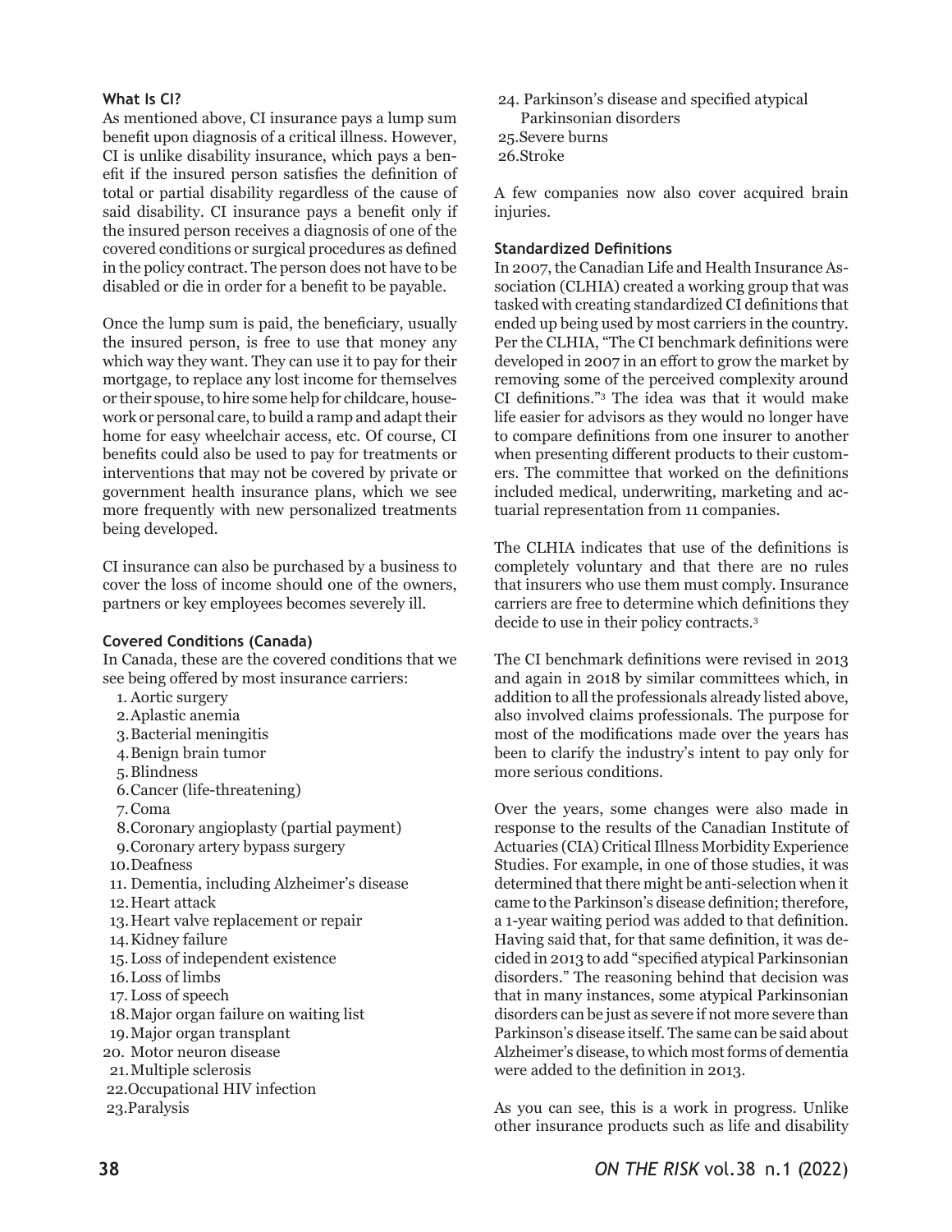### What Is CI?

As mentioned above, CI insurance pays a lump sum benefit upon diagnosis of a critical illness. However, CI is unlike disability insurance, which pays a benefit if the insured person satisfies the definition of total or partial disability regardless of the cause of said disability. CI insurance pays a benefit only if the insured person receives a diagnosis of one of the covered conditions or surgical procedures as defined in the policy contract. The person does not have to be disabled or die in order for a benefit to be payable.

Once the lump sum is paid, the beneficiary, usually the insured person, is free to use that money any which way they want. They can use it to pay for their mortgage, to replace any lost income for themselves or their spouse, to hire some help for childcare, housework or personal care, to build a ramp and adapt their home for easy wheelchair access, etc. Of course, CI benefits could also be used to pay for treatments or interventions that may not be covered by private or government health insurance plans, which we see more frequently with new personalized treatments being developed.

CI insurance can also be purchased by a business to cover the loss of income should one of the owners, partners or key employees becomes severely ill.

### Covered Conditions (Canada)

In Canada, these are the covered conditions that we see being offered by most insurance carriers:

1. Aortic surgery
2. Aplastic anemia
3. Bacterial meningitis
4. Benign brain tumor
5. Blindness
6. Cancer (life-threatening)
7. Coma
8. Coronary angioplasty (partial payment)
9. Coronary artery bypass surgery
10. Deafness
11. Dementia, including Alzheimer's disease
12. Heart attack
13. Heart valve replacement or repair
14. Kidney failure
15. Loss of independent existence
16. Loss of limbs
17. Loss of speech
18. Major organ failure on waiting list
19. Major organ transplant
20. Motor neuron disease
21. Multiple sclerosis
22. Occupational HIV infection
23. Paralysis
24. Parkinson's disease and specified atypical Parkinsonian disorders
25. Severe burns
26. Stroke

A few companies now also cover acquired brain injuries.

### Standardized Definitions

In 2007, the Canadian Life and Health Insurance Association (CLHIA) created a working group that was tasked with creating standardized CI definitions that ended up being used by most carriers in the country. Per the CLHIA, "The CI benchmark definitions were developed in 2007 in an effort to grow the market by removing some of the perceived complexity around CI definitions."[3] The idea was that it would make life easier for advisors as they would no longer have to compare definitions from one insurer to another when presenting different products to their customers. The committee that worked on the definitions included medical, underwriting, marketing and actuarial representation from 11 companies.

The CLHIA indicates that use of the definitions is completely voluntary and that there are no rules that insurers who use them must comply. Insurance carriers are free to determine which definitions they decide to use in their policy contracts.[3]

The CI benchmark definitions were revised in 2013 and again in 2018 by similar committees which, in addition to all the professionals already listed above, also involved claims professionals. The purpose for most of the modifications made over the years has been to clarify the industry's intent to pay only for more serious conditions.

Over the years, some changes were also made in response to the results of the Canadian Institute of Actuaries (CIA) Critical Illness Morbidity Experience Studies. For example, in one of those studies, it was determined that there might be anti-selection when it came to the Parkinson's disease definition; therefore, a 1-year waiting period was added to that definition. Having said that, for that same definition, it was decided in 2013 to add "specified atypical Parkinsonian disorders." The reasoning behind that decision was that in many instances, some atypical Parkinsonian disorders can be just as severe if not more severe than Parkinson's disease itself. The same can be said about Alzheimer's disease, to which most forms of dementia were added to the definition in 2013.

As you can see, this is a work in progress. Unlike other insurance products such as life and disability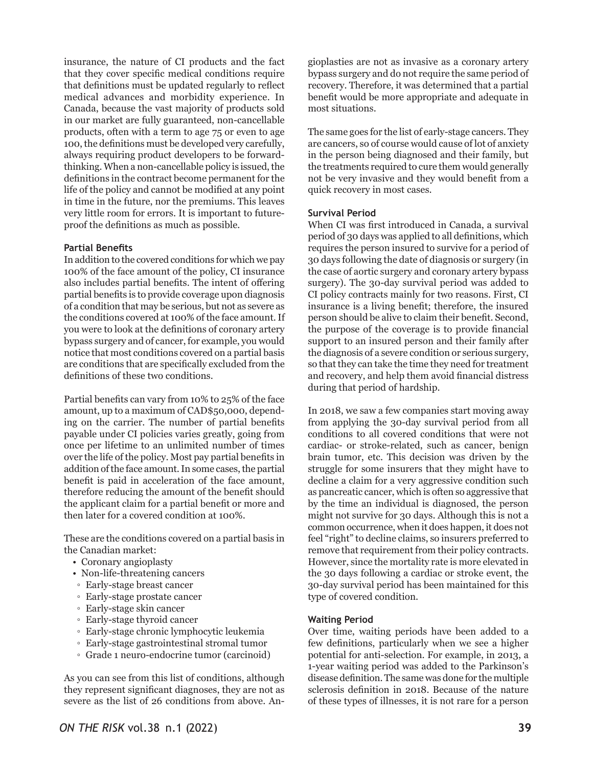insurance, the nature of CI products and the fact that they cover specific medical conditions require that definitions must be updated regularly to reflect medical advances and morbidity experience. In Canada, because the vast majority of products sold in our market are fully guaranteed, non-cancellable products, often with a term to age 75 or even to age 100, the definitions must be developed very carefully, always requiring product developers to be forward-thinking. When a non-cancellable policy is issued, the definitions in the contract become permanent for the life of the policy and cannot be modified at any point in time in the future, nor the premiums. This leaves very little room for errors. It is important to future-proof the definitions as much as possible.

**Partial Benefits**

In addition to the covered conditions for which we pay 100% of the face amount of the policy, CI insurance also includes partial benefits. The intent of offering partial benefits is to provide coverage upon diagnosis of a condition that may be serious, but not as severe as the conditions covered at 100% of the face amount. If you were to look at the definitions of coronary artery bypass surgery and of cancer, for example, you would notice that most conditions covered on a partial basis are conditions that are specifically excluded from the definitions of these two conditions.

Partial benefits can vary from 10% to 25% of the face amount, up to a maximum of CAD$50,000, depending on the carrier. The number of partial benefits payable under CI policies varies greatly, going from once per lifetime to an unlimited number of times over the life of the policy. Most pay partial benefits in addition of the face amount. In some cases, the partial benefit is paid in acceleration of the face amount, therefore reducing the amount of the benefit should the applicant claim for a partial benefit or more and then later for a covered condition at 100%.

These are the conditions covered on a partial basis in the Canadian market:

- Coronary angioplasty
- Non-life-threatening cancers
  - Early-stage breast cancer
  - Early-stage prostate cancer
  - Early-stage skin cancer
  - Early-stage thyroid cancer
  - Early-stage chronic lymphocytic leukemia
  - Early-stage gastrointestinal stromal tumor
  - Grade 1 neuro-endocrine tumor (carcinoid)

As you can see from this list of conditions, although they represent significant diagnoses, they are not as severe as the list of 26 conditions from above. Angioplasties are not as invasive as a coronary artery bypass surgery and do not require the same period of recovery. Therefore, it was determined that a partial benefit would be more appropriate and adequate in most situations.

The same goes for the list of early-stage cancers. They are cancers, so of course would cause of lot of anxiety in the person being diagnosed and their family, but the treatments required to cure them would generally not be very invasive and they would benefit from a quick recovery in most cases.

**Survival Period**

When CI was first introduced in Canada, a survival period of 30 days was applied to all definitions, which requires the person insured to survive for a period of 30 days following the date of diagnosis or surgery (in the case of aortic surgery and coronary artery bypass surgery). The 30-day survival period was added to CI policy contracts mainly for two reasons. First, CI insurance is a living benefit; therefore, the insured person should be alive to claim their benefit. Second, the purpose of the coverage is to provide financial support to an insured person and their family after the diagnosis of a severe condition or serious surgery, so that they can take the time they need for treatment and recovery, and help them avoid financial distress during that period of hardship.

In 2018, we saw a few companies start moving away from applying the 30-day survival period from all conditions to all covered conditions that were not cardiac- or stroke-related, such as cancer, benign brain tumor, etc. This decision was driven by the struggle for some insurers that they might have to decline a claim for a very aggressive condition such as pancreatic cancer, which is often so aggressive that by the time an individual is diagnosed, the person might not survive for 30 days. Although this is not a common occurrence, when it does happen, it does not feel "right" to decline claims, so insurers preferred to remove that requirement from their policy contracts. However, since the mortality rate is more elevated in the 30 days following a cardiac or stroke event, the 30-day survival period has been maintained for this type of covered condition.

**Waiting Period**

Over time, waiting periods have been added to a few definitions, particularly when we see a higher potential for anti-selection. For example, in 2013, a 1-year waiting period was added to the Parkinson's disease definition. The same was done for the multiple sclerosis definition in 2018. Because of the nature of these types of illnesses, it is not rare for a person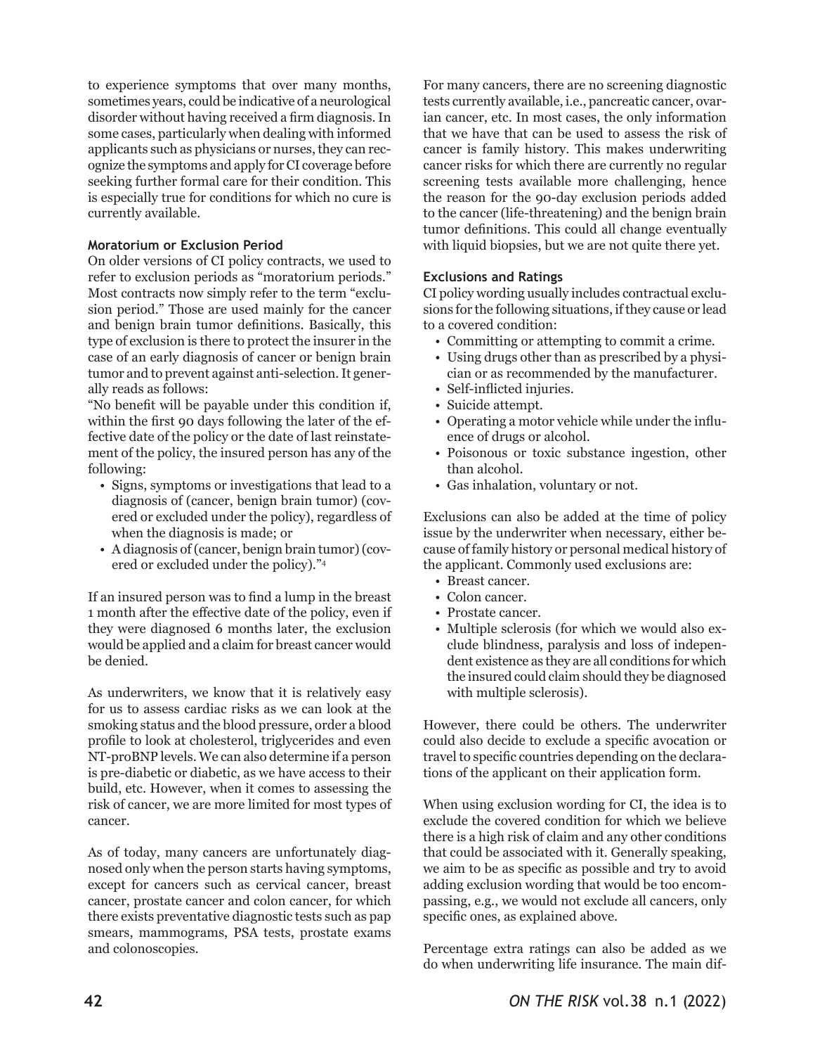to experience symptoms that over many months, sometimes years, could be indicative of a neurological disorder without having received a firm diagnosis. In some cases, particularly when dealing with informed applicants such as physicians or nurses, they can recognize the symptoms and apply for CI coverage before seeking further formal care for their condition. This is especially true for conditions for which no cure is currently available.

### Moratorium or Exclusion Period

On older versions of CI policy contracts, we used to refer to exclusion periods as "moratorium periods." Most contracts now simply refer to the term "exclusion period." Those are used mainly for the cancer and benign brain tumor definitions. Basically, this type of exclusion is there to protect the insurer in the case of an early diagnosis of cancer or benign brain tumor and to prevent against anti-selection. It generally reads as follows:

"No benefit will be payable under this condition if, within the first 90 days following the later of the effective date of the policy or the date of last reinstatement of the policy, the insured person has any of the following:

- Signs, symptoms or investigations that lead to a diagnosis of (cancer, benign brain tumor) (covered or excluded under the policy), regardless of when the diagnosis is made; or
- A diagnosis of (cancer, benign brain tumor) (covered or excluded under the policy)."[4]

If an insured person was to find a lump in the breast 1 month after the effective date of the policy, even if they were diagnosed 6 months later, the exclusion would be applied and a claim for breast cancer would be denied.

As underwriters, we know that it is relatively easy for us to assess cardiac risks as we can look at the smoking status and the blood pressure, order a blood profile to look at cholesterol, triglycerides and even NT-proBNP levels. We can also determine if a person is pre-diabetic or diabetic, as we have access to their build, etc. However, when it comes to assessing the risk of cancer, we are more limited for most types of cancer.

As of today, many cancers are unfortunately diagnosed only when the person starts having symptoms, except for cancers such as cervical cancer, breast cancer, prostate cancer and colon cancer, for which there exists preventative diagnostic tests such as pap smears, mammograms, PSA tests, prostate exams and colonoscopies.

For many cancers, there are no screening diagnostic tests currently available, i.e., pancreatic cancer, ovarian cancer, etc. In most cases, the only information that we have that can be used to assess the risk of cancer is family history. This makes underwriting cancer risks for which there are currently no regular screening tests available more challenging, hence the reason for the 90-day exclusion periods added to the cancer (life-threatening) and the benign brain tumor definitions. This could all change eventually with liquid biopsies, but we are not quite there yet.

### Exclusions and Ratings

CI policy wording usually includes contractual exclusions for the following situations, if they cause or lead to a covered condition:

- Committing or attempting to commit a crime.
- Using drugs other than as prescribed by a physician or as recommended by the manufacturer.
- Self-inflicted injuries.
- Suicide attempt.
- Operating a motor vehicle while under the influence of drugs or alcohol.
- Poisonous or toxic substance ingestion, other than alcohol.
- Gas inhalation, voluntary or not.

Exclusions can also be added at the time of policy issue by the underwriter when necessary, either because of family history or personal medical history of the applicant. Commonly used exclusions are:

- Breast cancer.
- Colon cancer.
- Prostate cancer.
- Multiple sclerosis (for which we would also exclude blindness, paralysis and loss of independent existence as they are all conditions for which the insured could claim should they be diagnosed with multiple sclerosis).

However, there could be others. The underwriter could also decide to exclude a specific avocation or travel to specific countries depending on the declarations of the applicant on their application form.

When using exclusion wording for CI, the idea is to exclude the covered condition for which we believe there is a high risk of claim and any other conditions that could be associated with it. Generally speaking, we aim to be as specific as possible and try to avoid adding exclusion wording that would be too encompassing, e.g., we would not exclude all cancers, only specific ones, as explained above.

Percentage extra ratings can also be added as we do when underwriting life insurance. The main dif-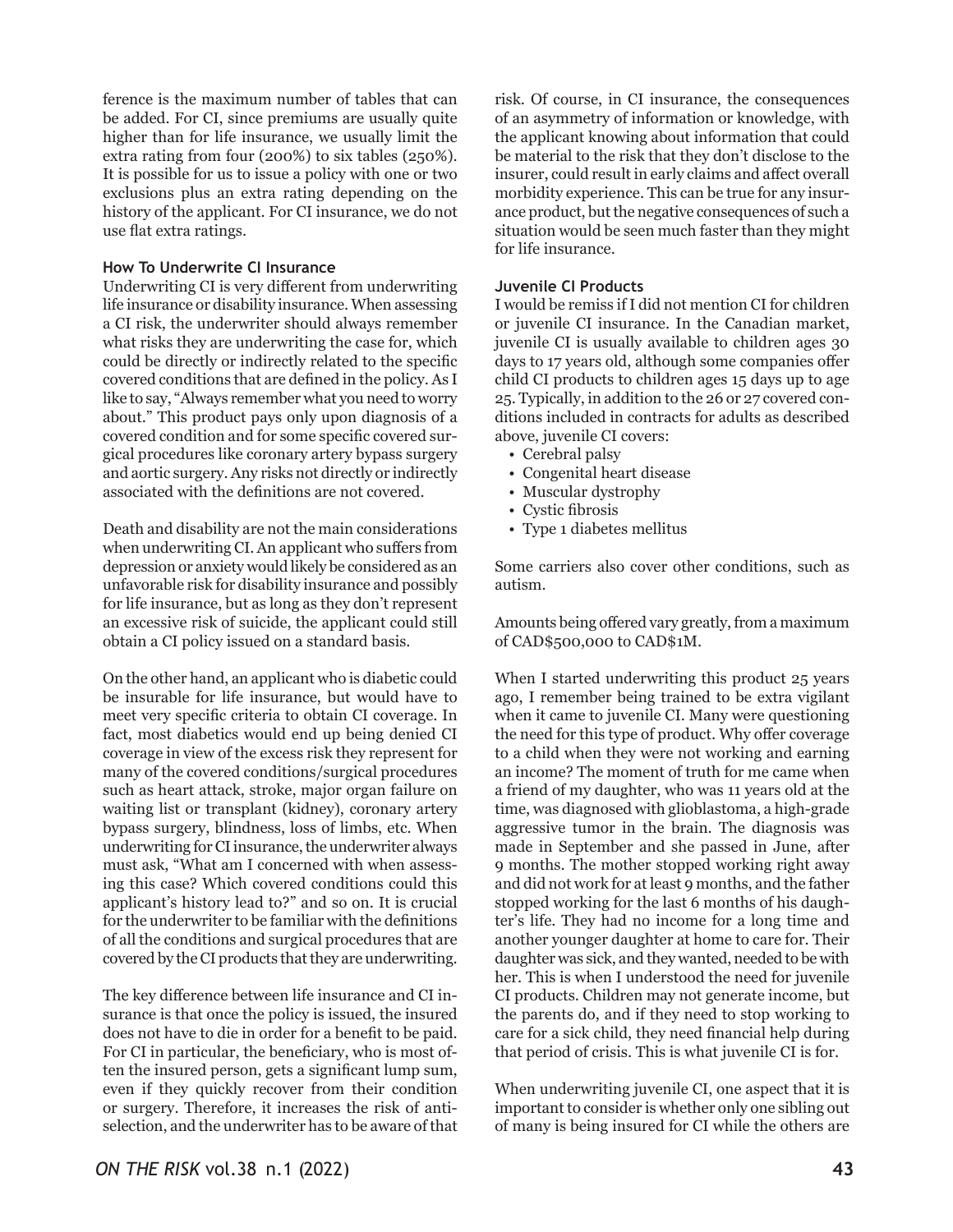ference is the maximum number of tables that can be added. For CI, since premiums are usually quite higher than for life insurance, we usually limit the extra rating from four (200%) to six tables (250%). It is possible for us to issue a policy with one or two exclusions plus an extra rating depending on the history of the applicant. For CI insurance, we do not use flat extra ratings.

### How To Underwrite CI Insurance

Underwriting CI is very different from underwriting life insurance or disability insurance. When assessing a CI risk, the underwriter should always remember what risks they are underwriting the case for, which could be directly or indirectly related to the specific covered conditions that are defined in the policy. As I like to say, "Always remember what you need to worry about." This product pays only upon diagnosis of a covered condition and for some specific covered surgical procedures like coronary artery bypass surgery and aortic surgery. Any risks not directly or indirectly associated with the definitions are not covered.

Death and disability are not the main considerations when underwriting CI. An applicant who suffers from depression or anxiety would likely be considered as an unfavorable risk for disability insurance and possibly for life insurance, but as long as they don't represent an excessive risk of suicide, the applicant could still obtain a CI policy issued on a standard basis.

On the other hand, an applicant who is diabetic could be insurable for life insurance, but would have to meet very specific criteria to obtain CI coverage. In fact, most diabetics would end up being denied CI coverage in view of the excess risk they represent for many of the covered conditions/surgical procedures such as heart attack, stroke, major organ failure on waiting list or transplant (kidney), coronary artery bypass surgery, blindness, loss of limbs, etc. When underwriting for CI insurance, the underwriter always must ask, "What am I concerned with when assessing this case? Which covered conditions could this applicant's history lead to?" and so on. It is crucial for the underwriter to be familiar with the definitions of all the conditions and surgical procedures that are covered by the CI products that they are underwriting.

The key difference between life insurance and CI insurance is that once the policy is issued, the insured does not have to die in order for a benefit to be paid. For CI in particular, the beneficiary, who is most often the insured person, gets a significant lump sum, even if they quickly recover from their condition or surgery. Therefore, it increases the risk of antiselection, and the underwriter has to be aware of that risk. Of course, in CI insurance, the consequences of an asymmetry of information or knowledge, with the applicant knowing about information that could be material to the risk that they don't disclose to the insurer, could result in early claims and affect overall morbidity experience. This can be true for any insurance product, but the negative consequences of such a situation would be seen much faster than they might for life insurance.

### Juvenile CI Products

I would be remiss if I did not mention CI for children or juvenile CI insurance. In the Canadian market, juvenile CI is usually available to children ages 30 days to 17 years old, although some companies offer child CI products to children ages 15 days up to age 25. Typically, in addition to the 26 or 27 covered conditions included in contracts for adults as described above, juvenile CI covers:

- Cerebral palsy
- Congenital heart disease
- Muscular dystrophy
- Cystic fibrosis
- Type 1 diabetes mellitus

Some carriers also cover other conditions, such as autism.

Amounts being offered vary greatly, from a maximum of CAD$500,000 to CAD$1M.

When I started underwriting this product 25 years ago, I remember being trained to be extra vigilant when it came to juvenile CI. Many were questioning the need for this type of product. Why offer coverage to a child when they were not working and earning an income? The moment of truth for me came when a friend of my daughter, who was 11 years old at the time, was diagnosed with glioblastoma, a high-grade aggressive tumor in the brain. The diagnosis was made in September and she passed in June, after 9 months. The mother stopped working right away and did not work for at least 9 months, and the father stopped working for the last 6 months of his daughter's life. They had no income for a long time and another younger daughter at home to care for. Their daughter was sick, and they wanted, needed to be with her. This is when I understood the need for juvenile CI products. Children may not generate income, but the parents do, and if they need to stop working to care for a sick child, they need financial help during that period of crisis. This is what juvenile CI is for.

When underwriting juvenile CI, one aspect that it is important to consider is whether only one sibling out of many is being insured for CI while the others are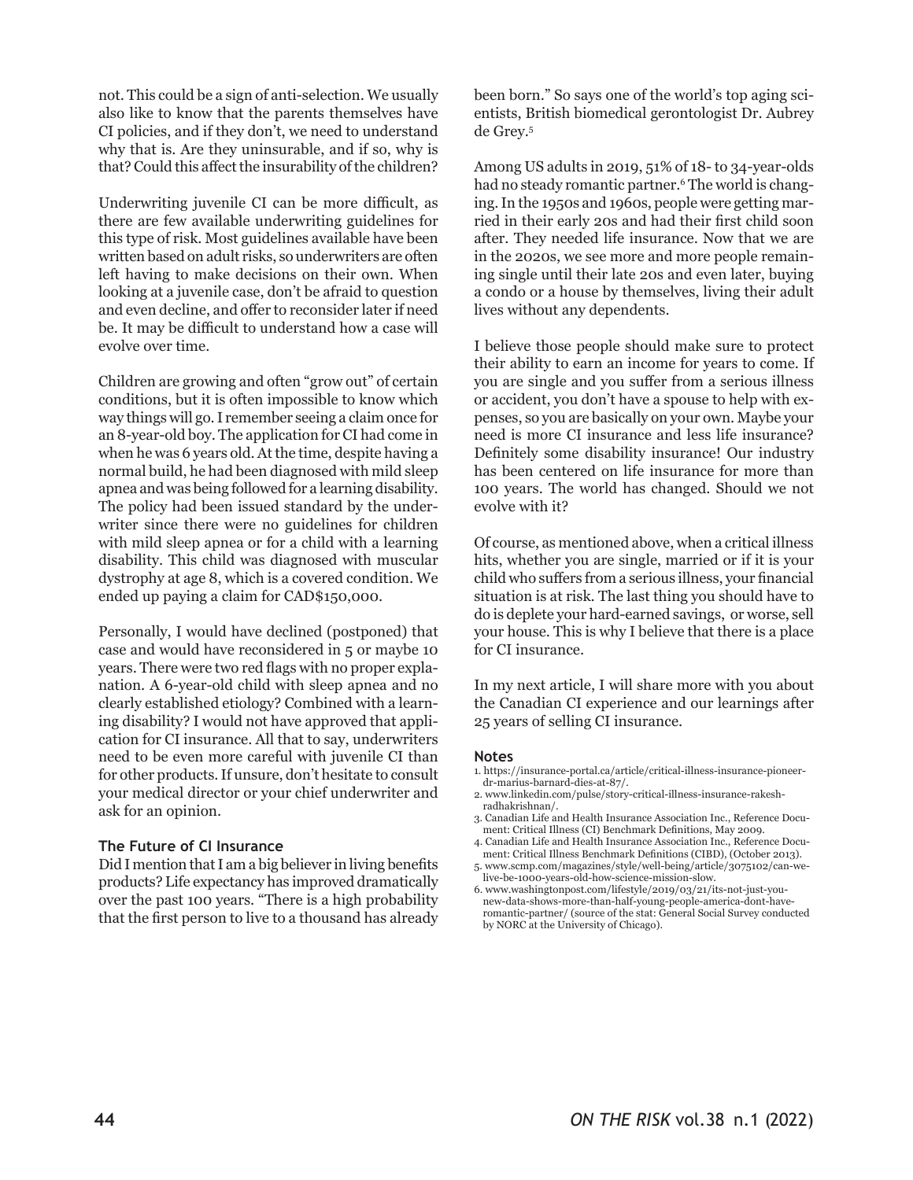not. This could be a sign of anti-selection. We usually also like to know that the parents themselves have CI policies, and if they don't, we need to understand why that is. Are they uninsurable, and if so, why is that? Could this affect the insurability of the children?

Underwriting juvenile CI can be more difficult, as there are few available underwriting guidelines for this type of risk. Most guidelines available have been written based on adult risks, so underwriters are often left having to make decisions on their own. When looking at a juvenile case, don't be afraid to question and even decline, and offer to reconsider later if need be. It may be difficult to understand how a case will evolve over time.

Children are growing and often "grow out" of certain conditions, but it is often impossible to know which way things will go. I remember seeing a claim once for an 8-year-old boy. The application for CI had come in when he was 6 years old. At the time, despite having a normal build, he had been diagnosed with mild sleep apnea and was being followed for a learning disability. The policy had been issued standard by the underwriter since there were no guidelines for children with mild sleep apnea or for a child with a learning disability. This child was diagnosed with muscular dystrophy at age 8, which is a covered condition. We ended up paying a claim for CAD$150,000.

Personally, I would have declined (postponed) that case and would have reconsidered in 5 or maybe 10 years. There were two red flags with no proper explanation. A 6-year-old child with sleep apnea and no clearly established etiology? Combined with a learning disability? I would not have approved that application for CI insurance. All that to say, underwriters need to be even more careful with juvenile CI than for other products. If unsure, don't hesitate to consult your medical director or your chief underwriter and ask for an opinion.

### The Future of CI Insurance

Did I mention that I am a big believer in living benefits products? Life expectancy has improved dramatically over the past 100 years. "There is a high probability that the first person to live to a thousand has already been born." So says one of the world's top aging scientists, British biomedical gerontologist Dr. Aubrey de Grey.[5]

Among US adults in 2019, 51% of 18- to 34-year-olds had no steady romantic partner.[6] The world is changing. In the 1950s and 1960s, people were getting married in their early 20s and had their first child soon after. They needed life insurance. Now that we are in the 2020s, we see more and more people remaining single until their late 20s and even later, buying a condo or a house by themselves, living their adult lives without any dependents.

I believe those people should make sure to protect their ability to earn an income for years to come. If you are single and you suffer from a serious illness or accident, you don't have a spouse to help with expenses, so you are basically on your own. Maybe your need is more CI insurance and less life insurance? Definitely some disability insurance! Our industry has been centered on life insurance for more than 100 years. The world has changed. Should we not evolve with it?

Of course, as mentioned above, when a critical illness hits, whether you are single, married or if it is your child who suffers from a serious illness, your financial situation is at risk. The last thing you should have to do is deplete your hard-earned savings, or worse, sell your house. This is why I believe that there is a place for CI insurance.

In my next article, I will share more with you about the Canadian CI experience and our learnings after 25 years of selling CI insurance.

### Notes

1. https://insurance-portal.ca/article/critical-illness-insurance-pioneer-dr-marius-barnard-dies-at-87/.
2. www.linkedin.com/pulse/story-critical-illness-insurance-rakesh-radhakrishnan/.
3. Canadian Life and Health Insurance Association Inc., Reference Document: Critical Illness (CI) Benchmark Definitions, May 2009.
4. Canadian Life and Health Insurance Association Inc., Reference Document: Critical Illness Benchmark Definitions (CIBD), (October 2013).
5. www.scmp.com/magazines/style/well-being/article/3075102/can-we-live-be-1000-years-old-how-science-mission-slow.
6. www.washingtonpost.com/lifestyle/2019/03/21/its-not-just-you-new-data-shows-more-than-half-young-people-america-dont-have-romantic-partner/ (source of the stat: General Social Survey conducted by NORC at the University of Chicago).